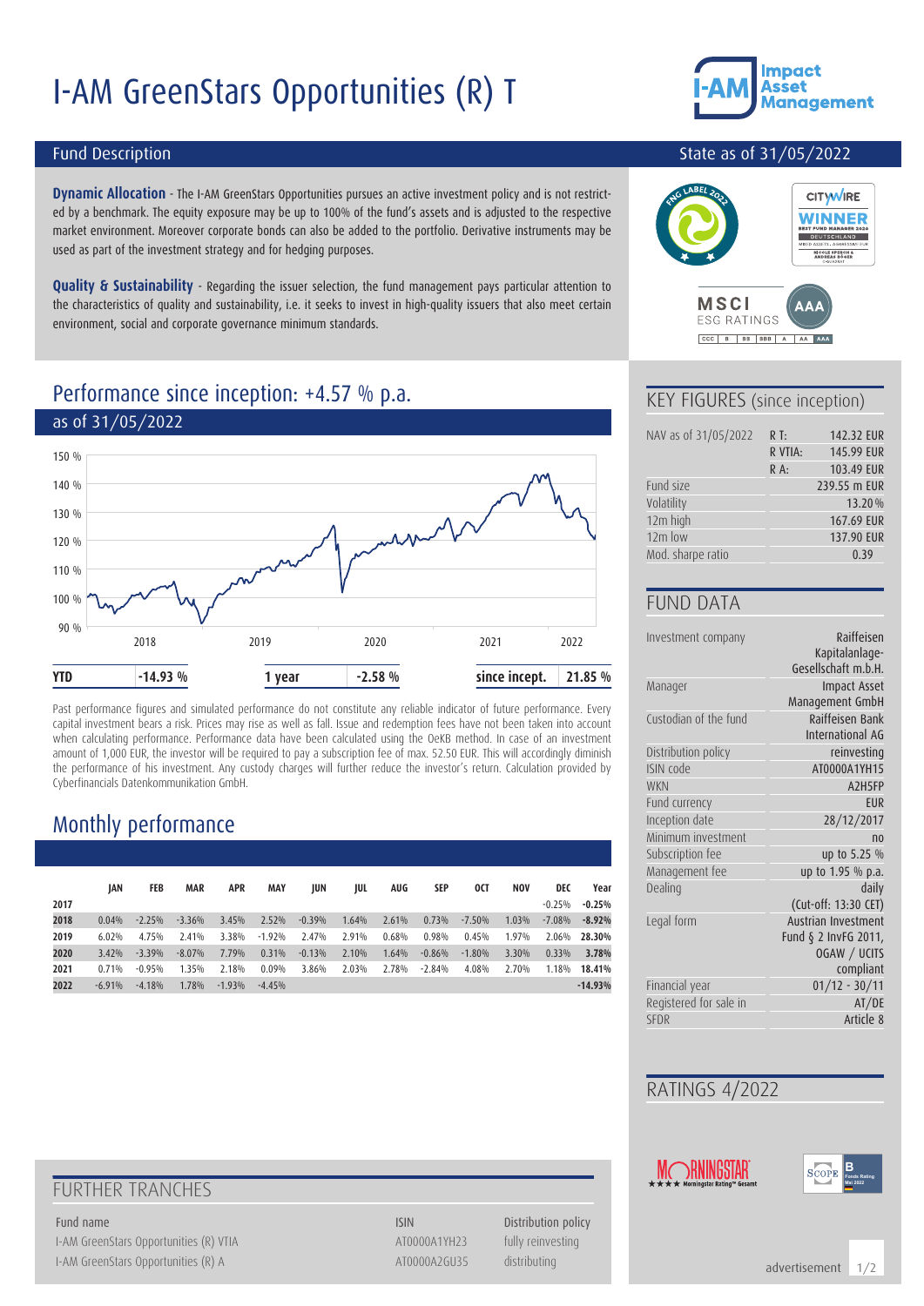# I-AM GreenStars Opportunities (R) T

## Fund Description

State as of 31/05/2022

**Dynamic Allocation** - The I-AM GreenStars Opportunities pursues an active investment policy and is not restricted by a benchmark. The equity exposure may be up to 100% of the fund's assets and is adjusted to the respective market environment. Moreover corporate bonds can also be added to the portfolio. Derivative instruments may be used as part of the investment strategy and for hedging purposes.

**Quality & Sustainability** - Regarding the issuer selection, the fund management pays particular attention to the characteristics of quality and sustainability, i.e. it seeks to invest in high-quality issuers that also meet certain environment, social and corporate governance minimum standards.

## Performance since inception: +4.57 % p.a.

as of 31/05/2022

| YTD | -14.93 % | 1 year | -2.58 % | since incept. | 21.85 % |
|---|---|---|---|---|---|

Past performance figures and simulated performance do not constitute any reliable indicator of future performance. Every capital investment bears a risk. Prices may rise as well as fall. Issue and redemption fees have not been taken into account when calculating performance. Performance data have been calculated using the OeKB method. In case of an investment amount of 1,000 EUR, the investor will be required to pay a subscription fee of max. 52.50 EUR. This will accordingly diminish the performance of his investment. Any custody charges will further reduce the investor's return. Calculation provided by Cyberfinancials Datenkommunikation GmbH.

## Monthly performance

| | JAN | FEB | MAR | APR | MAY | JUN | JUL | AUG | SEP | OCT | NOV | DEC | Year |
|---|---|---|---|---|---|---|---|---|---|---|---|---|---|
| **2017** | | | | | | | | | | | | -0.25% | **-0.25%** |
| **2018** | 0.04% | -2.25% | -3.36% | 3.45% | 2.52% | -0.39% | 1.64% | 2.61% | 0.73% | -7.50% | 1.03% | -7.08% | **-8.92%** |
| **2019** | 6.02% | 4.75% | 2.41% | 3.38% | -1.92% | 2.47% | 2.91% | 0.68% | 0.98% | 0.45% | 1.97% | 2.06% | **28.30%** |
| **2020** | 3.42% | -3.39% | -8.07% | 7.79% | 0.31% | -0.13% | 2.10% | 1.64% | -0.86% | -1.80% | 3.30% | 0.33% | **3.78%** |
| **2021** | 0.71% | -0.95% | 1.35% | 2.18% | 0.09% | 3.86% | 2.03% | 2.78% | -2.84% | 4.08% | 2.70% | 1.18% | **18.41%** |
| **2022** | -6.91% | -4.18% | 1.78% | -1.93% | -4.45% | | | | | | | | **-14.93%** |

## KEY FIGURES (since inception)

| | | |
|---|---|---|
| NAV as of 31/05/2022 | R T: | 142.32 EUR |
| | R VTIA: | 145.99 EUR |
| | R A: | 103.49 EUR |
| Fund size | | 239.55 m EUR |
| Volatility | | 13.20 % |
| 12m high | | 167.69 EUR |
| 12m low | | 137.90 EUR |
| Mod. sharpe ratio | | 0.39 |

## FUND DATA

| | |
|---|---|
| Investment company | Raiffeisen Kapitalanlage-Gesellschaft m.b.H. |
| Manager | Impact Asset Management GmbH |
| Custodian of the fund | Raiffeisen Bank International AG |
| Distribution policy | reinvesting |
| ISIN code | AT0000A1YH15 |
| WKN | A2H5FP |
| Fund currency | EUR |
| Inception date | 28/12/2017 |
| Minimum investment | no |
| Subscription fee | up to 5.25 % |
| Management fee | up to 1.95 % p.a. |
| Dealing | daily (Cut-off: 13:30 CET) |
| Legal form | Austrian Investment Fund § 2 InvFG 2011, OGAW / UCITS compliant |
| Financial year | 01/12 - 30/11 |
| Registered for sale in | AT/DE |
| SFDR | Article 8 |

## RATINGS 4/2022

## FURTHER TRANCHES

| Fund name | ISIN | Distribution policy |
|---|---|---|
| I-AM GreenStars Opportunities (R) VTIA | AT0000A1YH23 | fully reinvesting |
| I-AM GreenStars Opportunities (R) A | AT0000A2GU35 | distributing |

advertisement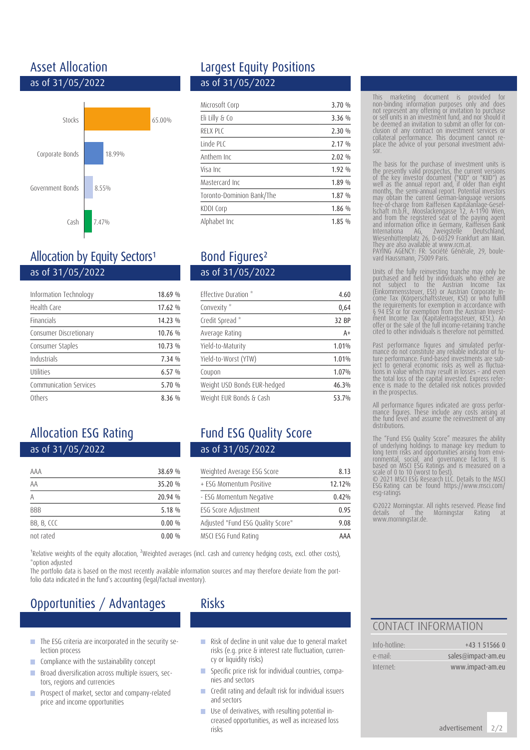## Asset Allocation

as of 31/05/2022

Stocks 65.00%
Corporate Bonds 18.99%
Government Bonds 8.55%
Cash 7.47%

## Largest Equity Positions

as of 31/05/2022

| | |
|---|---|
| Microsoft Corp | 3.70 % |
| Eli Lilly & Co | 3.36 % |
| RELX PLC | 2.30 % |
| Linde PLC | 2.17 % |
| Anthem Inc | 2.02 % |
| Visa Inc | 1.92 % |
| Mastercard Inc | 1.89 % |
| Toronto-Dominion Bank/The | 1.87 % |
| KDDI Corp | 1.86 % |
| Alphabet Inc | 1.85 % |

## Allocation by Equity Sectors[1]

as of 31/05/2022

| | |
|---|---|
| Information Technology | 18.69 % |
| Health Care | 17.62 % |
| Financials | 14.23 % |
| Consumer Discretionary | 10.76 % |
| Consumer Staples | 10.73 % |
| Industrials | 7.34 % |
| Utilities | 6.57 % |
| Communication Services | 5.70 % |
| Others | 8.36 % |

## Bond Figures[2]

as of 31/05/2022

| | |
|---|---|
| Effective Duration * | 4.60 |
| Convexity * | 0,64 |
| Credit Spread * | 32 BP |
| Average Rating | A+ |
| Yield-to-Maturity | 1.01% |
| Yield-to-Worst (YTW) | 1.01% |
| Coupon | 1.07% |
| Weight USD Bonds EUR-hedged | 46.3% |
| Weight EUR Bonds & Cash | 53.7% |

## Allocation ESG Rating

as of 31/05/2022

| | |
|---|---|
| AAA | 38.69 % |
| AA | 35.20 % |
| A | 20.94 % |
| BBB | 5.18 % |
| BB, B, CCC | 0.00 % |
| not rated | 0.00 % |

## Fund ESG Quality Score

as of 31/05/2022

| | |
|---|---|
| Weighted Average ESG Score | 8.13 |
| + ESG Momentum Positive | 12.12% |
| - ESG Momentum Negative | 0.42% |
| ESG Score Adjustment | 0.95 |
| Adjusted "Fund ESG Quality Score" | 9.08 |
| MSCI ESG Fund Rating | AAA |

[1]Relative weights of the equity allocation, [2]Weighted averages (incl. cash and currency hedging costs, excl. other costs), *option adjusted

The portfolio data is based on the most recently available information sources and may therefore deviate from the portfolio data indicated in the fund's accounting (legal/factual inventory).

## Opportunities / Advantages

- The ESG criteria are incorporated in the security selection process
- Compliance with the sustainability concept
- Broad diversification across multiple issuers, sectors, regions and currencies
- Prospect of market, sector and company-related price and income opportunities

## Risks

- Risk of decline in unit value due to general market risks (e.g. price & interest rate fluctuation, currency or liquidity risks)
- Specific price risk for individual countries, companies and sectors
- Credit rating and default risk for individual issuers and sectors
- Use of derivatives, with resulting potential increased opportunities, as well as increased loss risks

This marketing document is provided for non-binding information purposes only and does not represent any offering or invitation to purchase or sell units in an investment fund, and nor should it be deemed an invitation to submit an offer for conclusion of any contract on investment services or collateral performance. This document cannot replace the advice of your personal investment advisor.

The basis for the purchase of investment units is the presently valid prospectus, the current versions of the key investor document ("KID" or "KIID") as well as the annual report and, if older than eight months, the semi-annual report. Potential investors may obtain the current German-language versions free-of-charge from Raiffeisen Kapitalanlage-Gesellschaft m.b.H., Mooslackengasse 12, A-1190 Wien, and from the registered seat of the paying agent and information office in Germany, Raiffeisen Bank International AG, Zweigstelle Deutschland, Wiesenhüttenplatz 26, D-60329 Frankfurt am Main. They are also available at www.rcm.at.
PAYING AGENCY: FR: Société Générale, 29, boulevard Haussmann, 75009 Paris.

Units of the fully reinvesting tranche may only be purchased and held by individuals who either are not subject to the Austrian Income Tax (Einkommenssteuer, ESt) or Austrian Corporate Income Tax (Körperschaftssteuer, KSt) or who fulfill the requirements for exemption in accordance with § 94 ESt or for exemption from the Austrian Investment Income Tax (Kapitalertragssteuer, KESt.). An offer or the sale of the full income-retaining tranche cited to other individuals is therefore not permitted.

Past performance figures and simulated performance do not constitute any reliable indicator of future performance. Fund-based investments are subject to general economic risks as well as fluctuations in value which may result in losses – and even the total loss of the capital invested. Express reference is made to the detailed risk notices provided in the prospectus.

All performance figures indicated are gross performance figures. These include any costs arising at the fund level and assume the reinvestment of any distributions.

The "Fund ESG Quality Score" measures the ability of underlying holdings to manage key medium to long term risks and opportunities arising from environmental, social, and governance factors. It is based on MSCI ESG Ratings and is measured on a scale of 0 to 10 (worst to best).
© 2021 MSCI ESG Research LLC. Details to the MSCI ESG Rating can be found https://www.msci.com/esg-ratings

©2022 Morningstar. All rights reserved. Please find details of the Morningstar Rating at www.morningstar.de.

## CONTACT INFORMATION

| | |
|---|---|
| Info-hotline: | +43 1 51566 0 |
| e-mail: | sales@impact-am.eu |
| Internet: | www.impact-am.eu |

advertisement